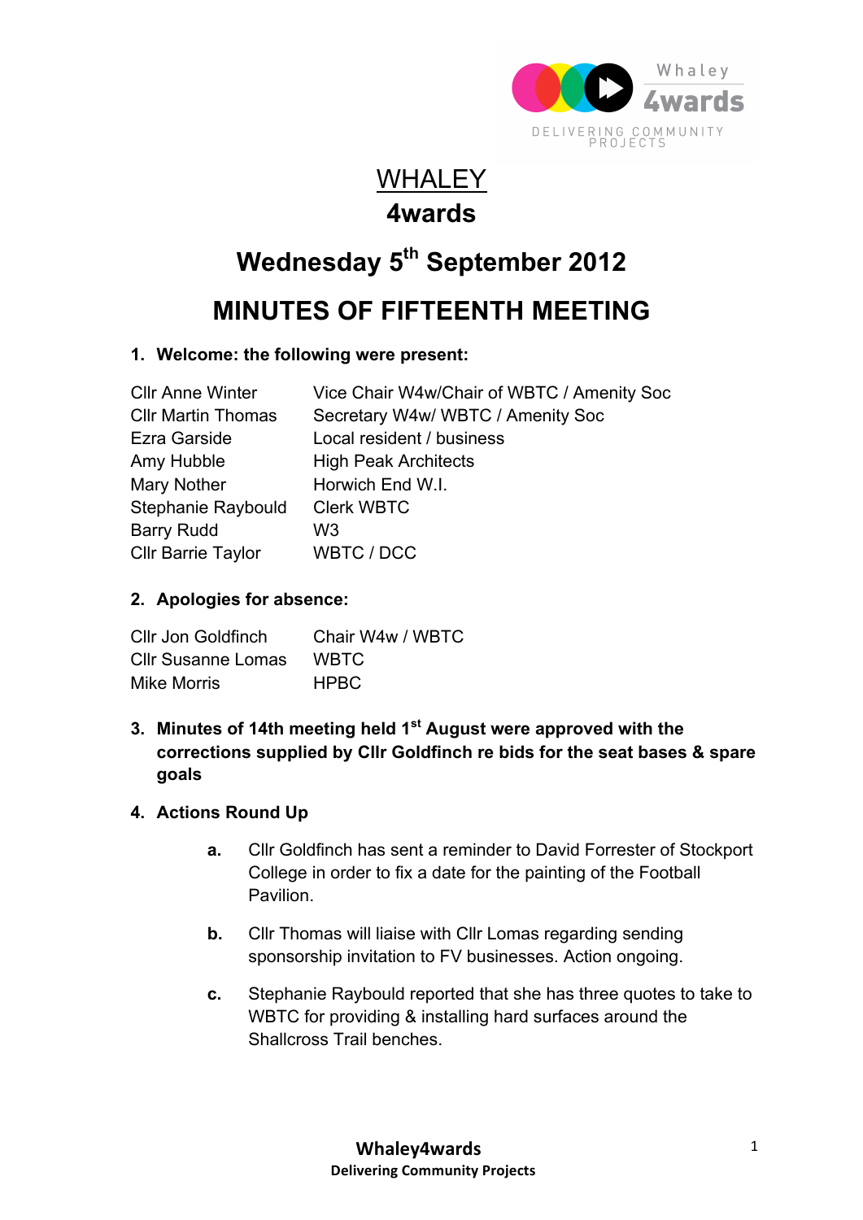# WHALEY

# 4wards

## Wednesday 5th September 2012

## MINUTES OF FIFTEENTH MEETING

**1. Welcome: the following were present:**

| | |
|---|---|
| Cllr Anne Winter | Vice Chair W4w/Chair of WBTC / Amenity Soc |
| Cllr Martin Thomas | Secretary W4w/ WBTC / Amenity Soc |
| Ezra Garside | Local resident / business |
| Amy Hubble | High Peak Architects |
| Mary Nother | Horwich End W.I. |
| Stephanie Raybould | Clerk WBTC |
| Barry Rudd | W3 |
| Cllr Barrie Taylor | WBTC / DCC |

**2. Apologies for absence:**

| | |
|---|---|
| Cllr Jon Goldfinch | Chair W4w / WBTC |
| Cllr Susanne Lomas | WBTC |
| Mike Morris | HPBC |

**3. Minutes of 14th meeting held 1st August were approved with the corrections supplied by Cllr Goldfinch re bids for the seat bases & spare goals**

**4. Actions Round Up**

**a.** Cllr Goldfinch has sent a reminder to David Forrester of Stockport College in order to fix a date for the painting of the Football Pavilion.

**b.** Cllr Thomas will liaise with Cllr Lomas regarding sending sponsorship invitation to FV businesses. Action ongoing.

**c.** Stephanie Raybould reported that she has three quotes to take to WBTC for providing & installing hard surfaces around the Shallcross Trail benches.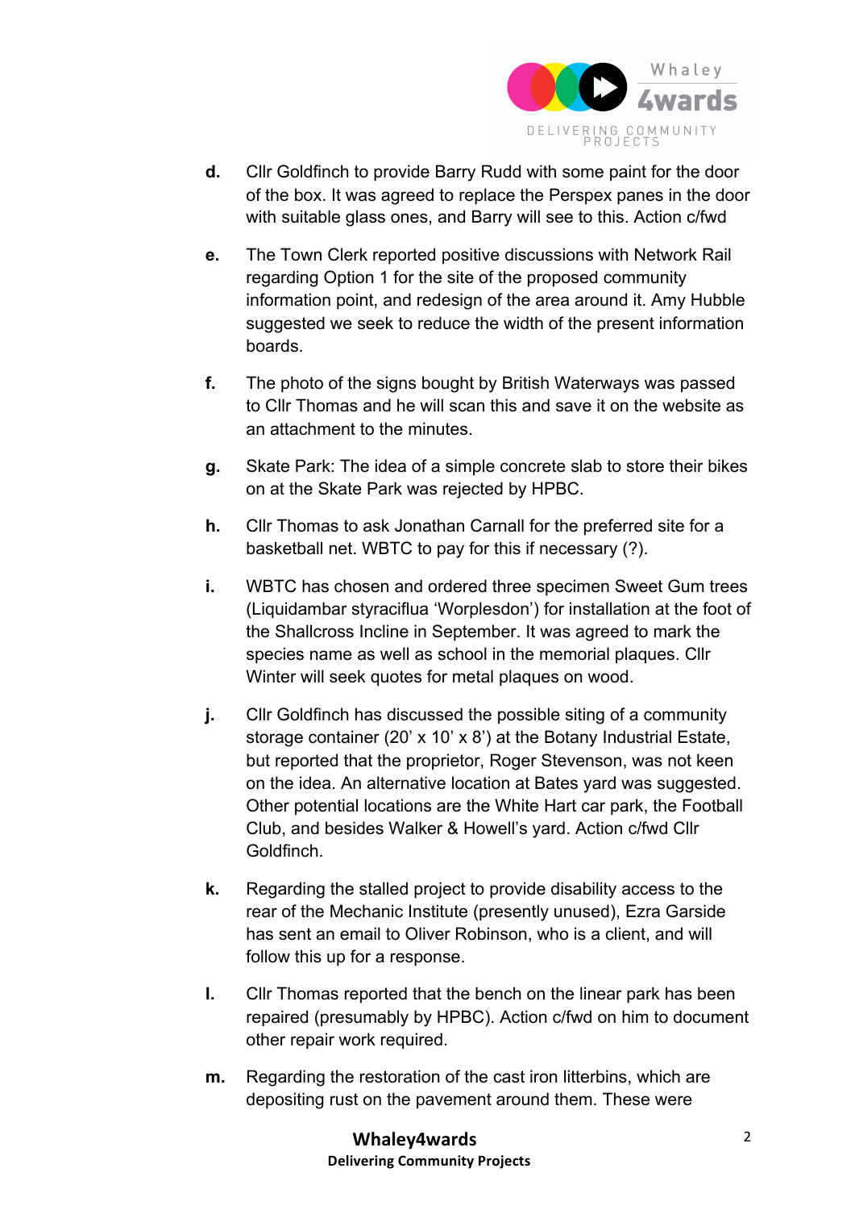d. Cllr Goldfinch to provide Barry Rudd with some paint for the door of the box. It was agreed to replace the Perspex panes in the door with suitable glass ones, and Barry will see to this. Action c/fwd

e. The Town Clerk reported positive discussions with Network Rail regarding Option 1 for the site of the proposed community information point, and redesign of the area around it. Amy Hubble suggested we seek to reduce the width of the present information boards.

f. The photo of the signs bought by British Waterways was passed to Cllr Thomas and he will scan this and save it on the website as an attachment to the minutes.

g. Skate Park: The idea of a simple concrete slab to store their bikes on at the Skate Park was rejected by HPBC.

h. Cllr Thomas to ask Jonathan Carnall for the preferred site for a basketball net. WBTC to pay for this if necessary (?).

i. WBTC has chosen and ordered three specimen Sweet Gum trees (Liquidambar styraciflua 'Worplesdon') for installation at the foot of the Shallcross Incline in September. It was agreed to mark the species name as well as school in the memorial plaques. Cllr Winter will seek quotes for metal plaques on wood.

j. Cllr Goldfinch has discussed the possible siting of a community storage container (20' x 10' x 8') at the Botany Industrial Estate, but reported that the proprietor, Roger Stevenson, was not keen on the idea. An alternative location at Bates yard was suggested. Other potential locations are the White Hart car park, the Football Club, and besides Walker & Howell's yard. Action c/fwd Cllr Goldfinch.

k. Regarding the stalled project to provide disability access to the rear of the Mechanic Institute (presently unused), Ezra Garside has sent an email to Oliver Robinson, who is a client, and will follow this up for a response.

l. Cllr Thomas reported that the bench on the linear park has been repaired (presumably by HPBC). Action c/fwd on him to document other repair work required.

m. Regarding the restoration of the cast iron litterbins, which are depositing rust on the pavement around them. These were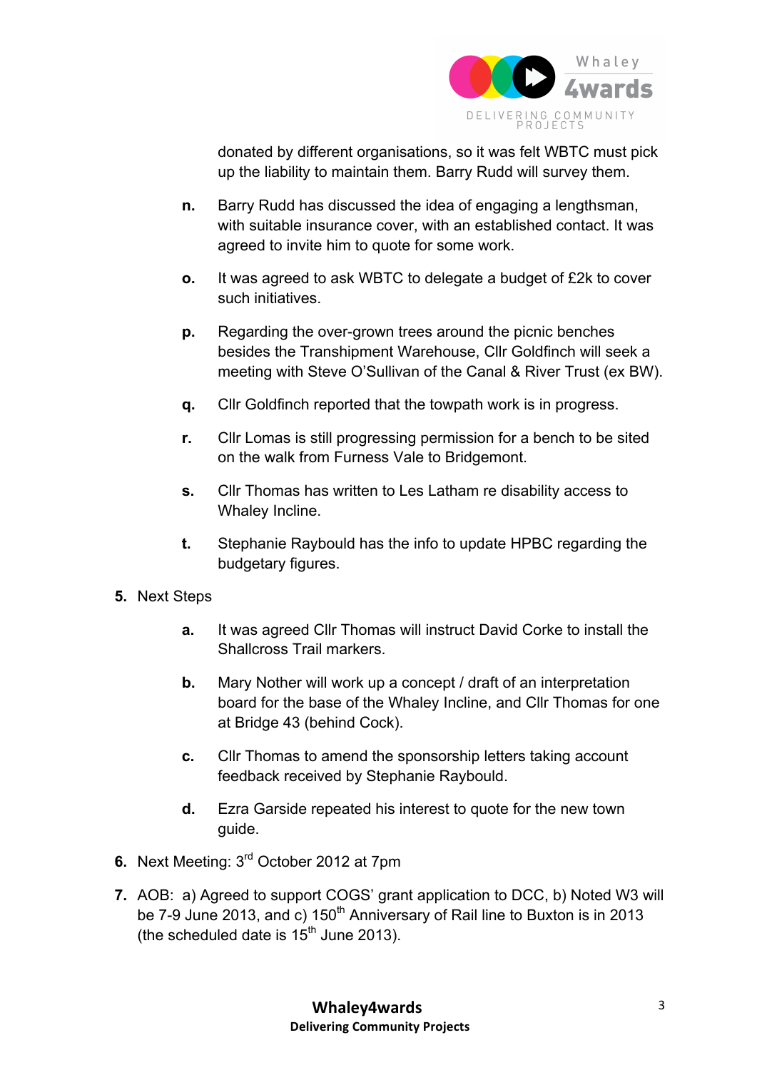donated by different organisations, so it was felt WBTC must pick up the liability to maintain them. Barry Rudd will survey them.

- **n.** Barry Rudd has discussed the idea of engaging a lengthsman, with suitable insurance cover, with an established contact. It was agreed to invite him to quote for some work.
- **o.** It was agreed to ask WBTC to delegate a budget of £2k to cover such initiatives.
- **p.** Regarding the over-grown trees around the picnic benches besides the Transhipment Warehouse, Cllr Goldfinch will seek a meeting with Steve O'Sullivan of the Canal & River Trust (ex BW).
- **q.** Cllr Goldfinch reported that the towpath work is in progress.
- **r.** Cllr Lomas is still progressing permission for a bench to be sited on the walk from Furness Vale to Bridgemont.
- **s.** Cllr Thomas has written to Les Latham re disability access to Whaley Incline.
- **t.** Stephanie Raybould has the info to update HPBC regarding the budgetary figures.

**5.** Next Steps

- **a.** It was agreed Cllr Thomas will instruct David Corke to install the Shallcross Trail markers.
- **b.** Mary Nother will work up a concept / draft of an interpretation board for the base of the Whaley Incline, and Cllr Thomas for one at Bridge 43 (behind Cock).
- **c.** Cllr Thomas to amend the sponsorship letters taking account feedback received by Stephanie Raybould.
- **d.** Ezra Garside repeated his interest to quote for the new town guide.

**6.** Next Meeting: 3rd October 2012 at 7pm

**7.** AOB: a) Agreed to support COGS' grant application to DCC, b) Noted W3 will be 7-9 June 2013, and c) 150th Anniversary of Rail line to Buxton is in 2013 (the scheduled date is 15th June 2013).